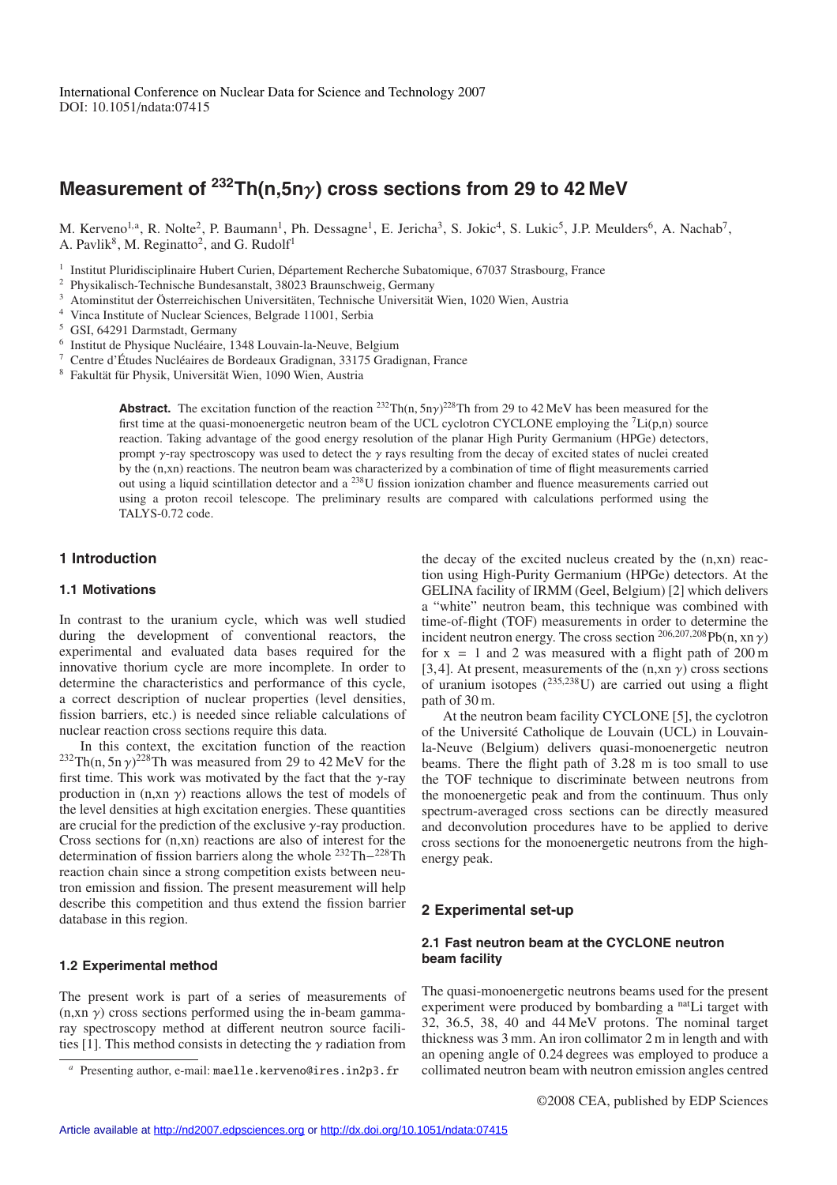International Conference on Nuclear Data for Science and Technology 2007
DOI: 10.1051/ndata:07415

# Measurement of $^{232}$Th(n,5n$\gamma$) cross sections from 29 to 42 MeV

M. Kerveno[1,a], R. Nolte[2], P. Baumann[1], Ph. Dessagne[1], E. Jericha[3], S. Jokic[4], S. Lukic[5], J.P. Meulders[6], A. Nachab[7], A. Pavlik[8], M. Reginatto[2], and G. Rudolf[1]

[1] Institut Pluridisciplinaire Hubert Curien, Département Recherche Subatomique, 67037 Strasbourg, France
[2] Physikalisch-Technische Bundesanstalt, 38023 Braunschweig, Germany
[3] Atominstitut der Österreichischen Universitäten, Technische Universität Wien, 1020 Wien, Austria
[4] Vinca Institute of Nuclear Sciences, Belgrade 11001, Serbia
[5] GSI, 64291 Darmstadt, Germany
[6] Institut de Physique Nucléaire, 1348 Louvain-la-Neuve, Belgium
[7] Centre d'Études Nucléaires de Bordeaux Gradignan, 33175 Gradignan, France
[8] Fakultät für Physik, Universität Wien, 1090 Wien, Austria

**Abstract.** The excitation function of the reaction $^{232}$Th(n, 5n$\gamma$)$^{228}$Th from 29 to 42 MeV has been measured for the first time at the quasi-monoenergetic neutron beam of the UCL cyclotron CYCLONE employing the $^{7}$Li(p,n) source reaction. Taking advantage of the good energy resolution of the planar High Purity Germanium (HPGe) detectors, prompt $\gamma$-ray spectroscopy was used to detect the $\gamma$ rays resulting from the decay of excited states of nuclei created by the (n,xn) reactions. The neutron beam was characterized by a combination of time of flight measurements carried out using a liquid scintillation detector and a $^{238}$U fission ionization chamber and fluence measurements carried out using a proton recoil telescope. The preliminary results are compared with calculations performed using the TALYS-0.72 code.

## 1 Introduction

### 1.1 Motivations

In contrast to the uranium cycle, which was well studied during the development of conventional reactors, the experimental and evaluated data bases required for the innovative thorium cycle are more incomplete. In order to determine the characteristics and performance of this cycle, a correct description of nuclear properties (level densities, fission barriers, etc.) is needed since reliable calculations of nuclear reaction cross sections require this data.

In this context, the excitation function of the reaction $^{232}$Th(n, 5n $\gamma$)$^{228}$Th was measured from 29 to 42 MeV for the first time. This work was motivated by the fact that the $\gamma$-ray production in (n,xn $\gamma$) reactions allows the test of models of the level densities at high excitation energies. These quantities are crucial for the prediction of the exclusive $\gamma$-ray production. Cross sections for (n,xn) reactions are also of interest for the determination of fission barriers along the whole $^{232}$Th−$^{228}$Th reaction chain since a strong competition exists between neutron emission and fission. The present measurement will help describe this competition and thus extend the fission barrier database in this region.

### 1.2 Experimental method

The present work is part of a series of measurements of (n,xn $\gamma$) cross sections performed using the in-beam gamma-ray spectroscopy method at different neutron source facilities [1]. This method consists in detecting the $\gamma$ radiation from the decay of the excited nucleus created by the (n,xn) reaction using High-Purity Germanium (HPGe) detectors. At the GELINA facility of IRMM (Geel, Belgium) [2] which delivers a "white" neutron beam, this technique was combined with time-of-flight (TOF) measurements in order to determine the incident neutron energy. The cross section $^{206,207,208}$Pb(n, xn $\gamma$) for x = 1 and 2 was measured with a flight path of 200 m [3,4]. At present, measurements of the (n,xn $\gamma$) cross sections of uranium isotopes ($^{235,238}$U) are carried out using a flight path of 30 m.

At the neutron beam facility CYCLONE [5], the cyclotron of the Université Catholique de Louvain (UCL) in Louvain-la-Neuve (Belgium) delivers quasi-monoenergetic neutron beams. There the flight path of 3.28 m is too small to use the TOF technique to discriminate between neutrons from the monoenergetic peak and from the continuum. Thus only spectrum-averaged cross sections can be directly measured and deconvolution procedures have to be applied to derive cross sections for the monoenergetic neutrons from the high-energy peak.

## 2 Experimental set-up

### 2.1 Fast neutron beam at the CYCLONE neutron beam facility

The quasi-monoenergetic neutrons beams used for the present experiment were produced by bombarding a $^{nat}$Li target with 32, 36.5, 38, 40 and 44 MeV protons. The nominal target thickness was 3 mm. An iron collimator 2 m in length and with an opening angle of 0.24 degrees was employed to produce a collimated neutron beam with neutron emission angles centred

[a] Presenting author, e-mail: maelle.kerveno@ires.in2p3.fr

©2008 CEA, published by EDP Sciences

Article available at http://nd2007.edpsciences.org or http://dx.doi.org/10.1051/ndata:07415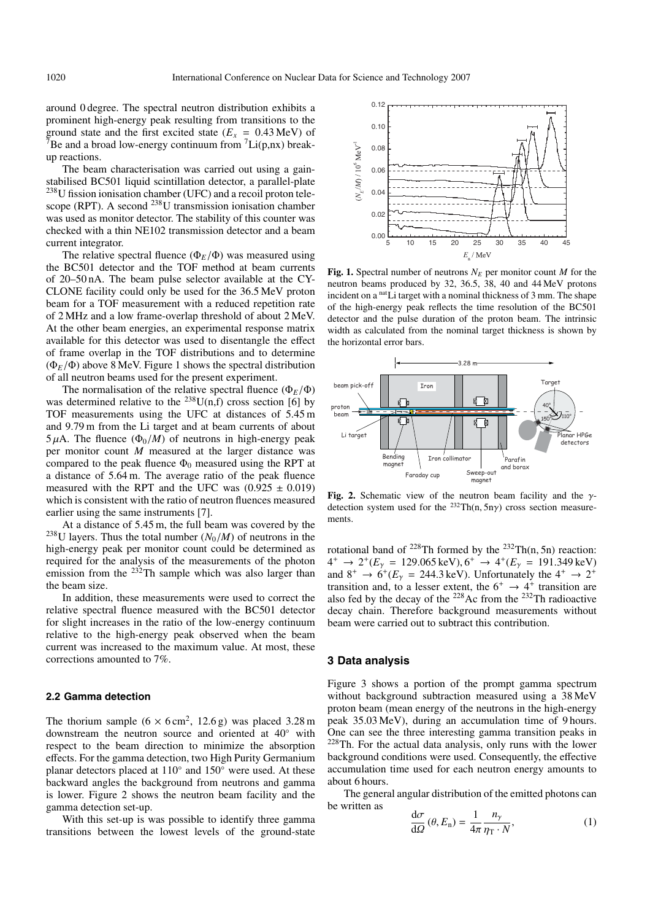around 0 degree. The spectral neutron distribution exhibits a prominent high-energy peak resulting from transitions to the ground state and the first excited state ($E_x = 0.43$ MeV) of $^7$Be and a broad low-energy continuum from $^7$Li(p,nx) break-up reactions.

The beam characterisation was carried out using a gain-stabilised BC501 liquid scintillation detector, a parallel-plate $^{238}$U fission ionisation chamber (UFC) and a recoil proton telescope (RPT). A second $^{238}$U transmission ionisation chamber was used as monitor detector. The stability of this counter was checked with a thin NE102 transmission detector and a beam current integrator.

The relative spectral fluence ($\Phi_E/\Phi$) was measured using the BC501 detector and the TOF method at beam currents of 20–50 nA. The beam pulse selector available at the CYCLONE facility could only be used for the 36.5 MeV proton beam for a TOF measurement with a reduced repetition rate of 2 MHz and a low frame-overlap threshold of about 2 MeV. At the other beam energies, an experimental response matrix available for this detector was used to disentangle the effect of frame overlap in the TOF distributions and to determine ($\Phi_E/\Phi$) above 8 MeV. Figure 1 shows the spectral distribution of all neutron beams used for the present experiment.

The normalisation of the relative spectral fluence ($\Phi_E/\Phi$) was determined relative to the $^{238}$U(n,f) cross section [6] by TOF measurements using the UFC at distances of 5.45 m and 9.79 m from the Li target and at beam currents of about 5 $\mu$A. The fluence ($\Phi_0/M$) of neutrons in high-energy peak per monitor count $M$ measured at the larger distance was compared to the peak fluence $\Phi_0$ measured using the RPT at a distance of 5.64 m. The average ratio of the peak fluence measured with the RPT and the UFC was ($0.925 \pm 0.019$) which is consistent with the ratio of neutron fluences measured earlier using the same instruments [7].

At a distance of 5.45 m, the full beam was covered by the $^{238}$U layers. Thus the total number ($N_0/M$) of neutrons in the high-energy peak per monitor count could be determined as required for the analysis of the measurements of the photon emission from the $^{232}$Th sample which was also larger than the beam size.

In addition, these measurements were used to correct the relative spectral fluence measured with the BC501 detector for slight increases in the ratio of the low-energy continuum relative to the high-energy peak observed when the beam current was increased to the maximum value. At most, these corrections amounted to 7%.

### 2.2 Gamma detection

The thorium sample ($6 \times 6\,\text{cm}^2$, 12.6 g) was placed 3.28 m downstream the neutron source and oriented at 40° with respect to the beam direction to minimize the absorption effects. For the gamma detection, two High Purity Germanium planar detectors placed at 110° and 150° were used. At these backward angles the background from neutrons and gamma is lower. Figure 2 shows the neutron beam facility and the gamma detection set-up.

With this set-up is was possible to identify three gamma transitions between the lowest levels of the ground-state rotational band of $^{228}$Th formed by the $^{232}$Th(n, 5n) reaction: $4^+ \rightarrow 2^+ (E_\gamma = 129.065\,\text{keV})$, $6^+ \rightarrow 4^+ (E_\gamma = 191.349\,\text{keV})$ and $8^+ \rightarrow 6^+ (E_\gamma = 244.3\,\text{keV})$. Unfortunately the $4^+ \rightarrow 2^+$ transition and, to a lesser extent, the $6^+ \rightarrow 4^+$ transition are also fed by the decay of the $^{228}$Ac from the $^{232}$Th radioactive decay chain. Therefore background measurements without beam were carried out to subtract this contribution.

**Fig. 1.** Spectral number of neutrons $N_E$ per monitor count $M$ for the neutron beams produced by 32, 36.5, 38, 40 and 44 MeV protons incident on a $^{\text{nat}}$Li target with a nominal thickness of 3 mm. The shape of the high-energy peak reflects the time resolution of the BC501 detector and the pulse duration of the proton beam. The intrinsic width as calculated from the nominal target thickness is shown by the horizontal error bars.

**Fig. 2.** Schematic view of the neutron beam facility and the $\gamma$-detection system used for the $^{232}$Th(n, 5n$\gamma$) cross section measurements.

## 3 Data analysis

Figure 3 shows a portion of the prompt gamma spectrum without background subtraction measured using a 38 MeV proton beam (mean energy of the neutrons in the high-energy peak 35.03 MeV), during an accumulation time of 9 hours. One can see the three interesting gamma transition peaks in $^{228}$Th. For the actual data analysis, only runs with the lower background conditions were used. Consequently, the effective accumulation time used for each neutron energy amounts to about 6 hours.

The general angular distribution of the emitted photons can be written as

$$\frac{d\sigma}{d\Omega}(\theta, E_n) = \frac{1}{4\pi} \frac{n_\gamma}{\eta_T \cdot N}, \tag{1}$$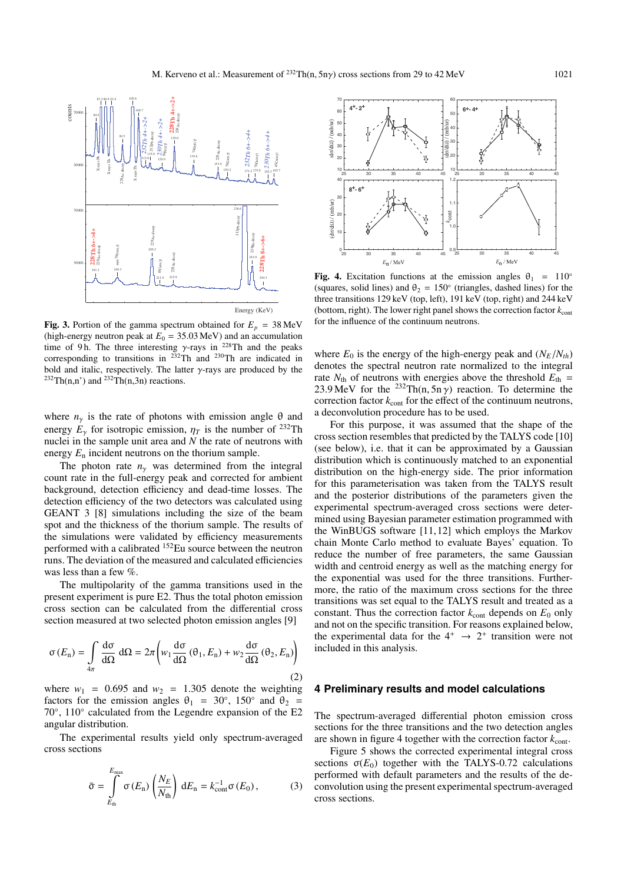**Fig. 3.** Portion of the gamma spectrum obtained for $E_p = 38$ MeV (high-energy neutron peak at $E_0 = 35.03$ MeV) and an accumulation time of 9 h. The three interesting γ-rays in $^{228}$Th and the peaks corresponding to transitions in $^{232}$Th and $^{230}$Th are indicated in bold and italic, respectively. The latter γ-rays are produced by the $^{232}$Th(n,n') and $^{232}$Th(n,3n) reactions.

where $n_\gamma$ is the rate of photons with emission angle θ and energy $E_\gamma$ for isotropic emission, $\eta_T$ is the number of $^{232}$Th nuclei in the sample unit area and $N$ the rate of neutrons with energy $E_n$ incident neutrons on the thorium sample.

The photon rate $n_\gamma$ was determined from the integral count rate in the full-energy peak and corrected for ambient background, detection efficiency and dead-time losses. The detection efficiency of the two detectors was calculated using GEANT 3 [8] simulations including the size of the beam spot and the thickness of the thorium sample. The results of the simulations were validated by efficiency measurements performed with a calibrated $^{152}$Eu source between the neutron runs. The deviation of the measured and calculated efficiencies was less than a few %.

The multipolarity of the gamma transitions used in the present experiment is pure E2. Thus the total photon emission cross section can be calculated from the differential cross section measured at two selected photon emission angles [9]

$$\sigma(E_n) = \int_{4\pi} \frac{d\sigma}{d\Omega}\, d\Omega = 2\pi \left( w_1 \frac{d\sigma}{d\Omega}(\theta_1, E_n) + w_2 \frac{d\sigma}{d\Omega}(\theta_2, E_n) \right) \tag{2}$$

where $w_1 = 0.695$ and $w_2 = 1.305$ denote the weighting factors for the emission angles $\theta_1 = 30°$, $150°$ and $\theta_2 = 70°$, $110°$ calculated from the Legendre expansion of the E2 angular distribution.

The experimental results yield only spectrum-averaged cross sections

$$\bar{\sigma} = \int_{E_{th}}^{E_{max}} \sigma(E_n) \left( \frac{N_E}{N_{th}} \right) dE_n = k_{cont}^{-1} \sigma(E_0), \tag{3}$$

**Fig. 4.** Excitation functions at the emission angles $\theta_1 = 110°$ (squares, solid lines) and $\theta_2 = 150°$ (triangles, dashed lines) for the three transitions 129 keV (top, left), 191 keV (top, right) and 244 keV (bottom, right). The lower right panel shows the correction factor $k_{cont}$ for the influence of the continuum neutrons.

where $E_0$ is the energy of the high-energy peak and $(N_E/N_{th})$ denotes the spectral neutron rate normalized to the integral rate $N_{th}$ of neutrons with energies above the threshold $E_{th} = 23.9$ MeV for the $^{232}$Th(n, 5nγ) reaction. To determine the correction factor $k_{cont}$ for the effect of the continuum neutrons, a deconvolution procedure has to be used.

For this purpose, it was assumed that the shape of the cross section resembles that predicted by the TALYS code [10] (see below), i.e. that it can be approximated by a Gaussian distribution which is continuously matched to an exponential distribution on the high-energy side. The prior information for this parameterisation was taken from the TALYS result and the posterior distributions of the parameters given the experimental spectrum-averaged cross sections were determined using Bayesian parameter estimation programmed with the WinBUGS software [11,12] which employs the Markov chain Monte Carlo method to evaluate Bayes' equation. To reduce the number of free parameters, the same Gaussian width and centroid energy as well as the matching energy for the exponential was used for the three transitions. Furthermore, the ratio of the maximum cross sections for the three transitions was set equal to the TALYS result and treated as a constant. Thus the correction factor $k_{cont}$ depends on $E_0$ only and not on the specific transition. For reasons explained below, the experimental data for the $4^+ \rightarrow 2^+$ transition were not included in this analysis.

## 4 Preliminary results and model calculations

The spectrum-averaged differential photon emission cross sections for the three transitions and the two detection angles are shown in figure 4 together with the correction factor $k_{cont}$.

Figure 5 shows the corrected experimental integral cross sections $\sigma(E_0)$ together with the TALYS-0.72 calculations performed with default parameters and the results of the deconvolution using the present experimental spectrum-averaged cross sections.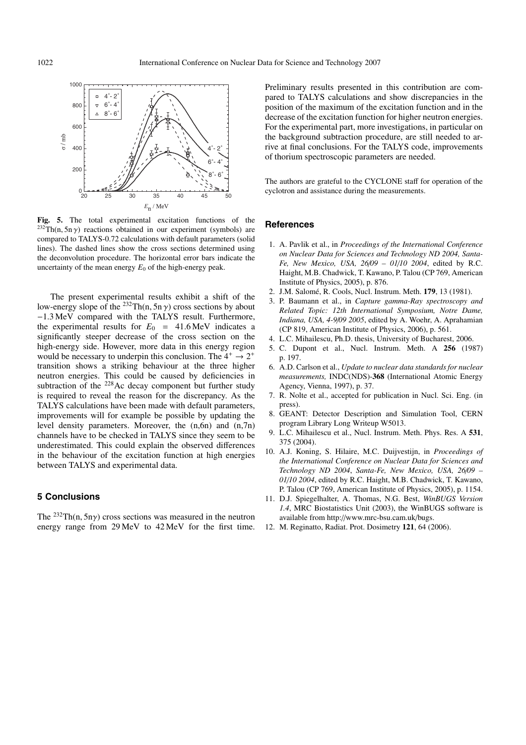1000

800

600

400

200

0

20 25 30 35 40 45 50

σ / mb

$E_n$ / MeV

$4^+$- $2^+$

$6^+$- $4^+$

$8^+$- $6^+$

**Fig. 5.** The total experimental excitation functions of the $^{232}$Th(n, 5n $\gamma$) reactions obtained in our experiment (symbols) are compared to TALYS-0.72 calculations with default parameters (solid lines). The dashed lines show the cross sections determined using the deconvolution procedure. The horizontal error bars indicate the uncertainty of the mean energy $E_0$ of the high-energy peak.

The present experimental results exhibit a shift of the low-energy slope of the $^{232}$Th(n, 5n $\gamma$) cross sections by about −1.3 MeV compared with the TALYS result. Furthermore, the experimental results for $E_0 = 41.6$ MeV indicates a significantly steeper decrease of the cross section on the high-energy side. However, more data in this energy region would be necessary to underpin this conclusion. The $4^+ \rightarrow 2^+$ transition shows a striking behaviour at the three higher neutron energies. This could be caused by deficiencies in subtraction of the $^{228}$Ac decay component but further study is required to reveal the reason for the discrepancy. As the TALYS calculations have been made with default parameters, improvements will for example be possible by updating the level density parameters. Moreover, the (n,6n) and (n,7n) channels have to be checked in TALYS since they seem to be underestimated. This could explain the observed differences in the behaviour of the excitation function at high energies between TALYS and experimental data.

## 5 Conclusions

The $^{232}$Th(n, 5n$\gamma$) cross sections was measured in the neutron energy range from 29 MeV to 42 MeV for the first time. Preliminary results presented in this contribution are compared to TALYS calculations and show discrepancies in the position of the maximum of the excitation function and in the decrease of the excitation function for higher neutron energies. For the experimental part, more investigations, in particular on the background subtraction procedure, are still needed to arrive at final conclusions. For the TALYS code, improvements of thorium spectroscopic parameters are needed.

The authors are grateful to the CYCLONE staff for operation of the cyclotron and assistance during the measurements.

## References

1. A. Pavlik et al., in *Proceedings of the International Conference on Nuclear Data for Sciences and Technology ND 2004, Santa-Fe, New Mexico, USA, 26/09 – 01/10 2004*, edited by R.C. Haight, M.B. Chadwick, T. Kawano, P. Talou (CP 769, American Institute of Physics, 2005), p. 876.
2. J.M. Salomé, R. Cools, Nucl. Instrum. Meth. **179**, 13 (1981).
3. P. Baumann et al., in *Capture gamma-Ray spectroscopy and Related Topic: 12th International Symposium, Notre Dame, Indiana, USA, 4-9/09 2005*, edited by A. Woehr, A. Aprahamian (CP 819, American Institute of Physics, 2006), p. 561.
4. L.C. Mihailescu, Ph.D. thesis, University of Bucharest, 2006.
5. C. Dupont et al., Nucl. Instrum. Meth. A **256** (1987) p. 197.
6. A.D. Carlson et al., *Update to nuclear data standards for nuclear measurements,* INDC(NDS)-**368** (International Atomic Energy Agency, Vienna, 1997), p. 37.
7. R. Nolte et al., accepted for publication in Nucl. Sci. Eng. (in press).
8. GEANT: Detector Description and Simulation Tool, CERN program Library Long Writeup W5013.
9. L.C. Mihailescu et al., Nucl. Instrum. Meth. Phys. Res. A **531**, 375 (2004).
10. A.J. Koning, S. Hilaire, M.C. Duijvestijn, in *Proceedings of the International Conference on Nuclear Data for Sciences and Technology ND 2004, Santa-Fe, New Mexico, USA, 26/09 – 01/10 2004*, edited by R.C. Haight, M.B. Chadwick, T. Kawano, P. Talou (CP 769, American Institute of Physics, 2005), p. 1154.
11. D.J. Spiegelhalter, A. Thomas, N.G. Best, *WinBUGS Version 1.4*, MRC Biostatistics Unit (2003), the WinBUGS software is available from http://www.mrc-bsu.cam.uk/bugs.
12. M. Reginatto, Radiat. Prot. Dosimetry **121**, 64 (2006).